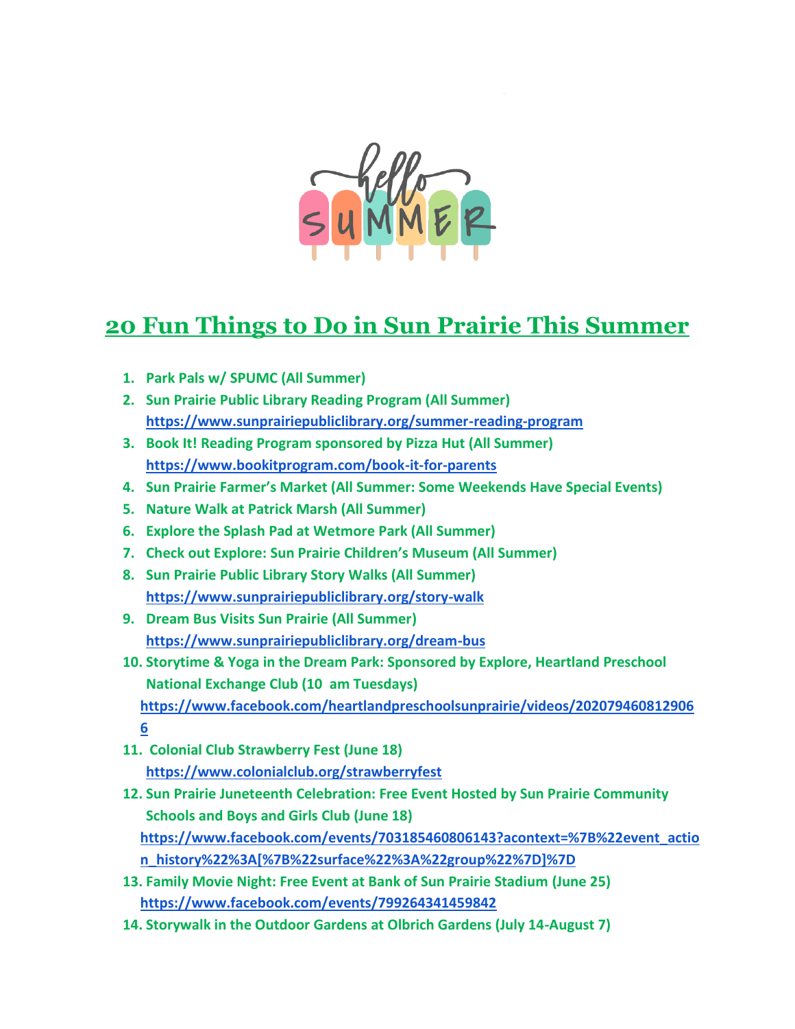# 20 Fun Things to Do in Sun Prairie This Summer

1. **Park Pals w/ SPUMC (All Summer)**
2. **Sun Prairie Public Library Reading Program (All Summer)**
   **https://www.sunprairiepubliclibrary.org/summer-reading-program**
3. **Book It! Reading Program sponsored by Pizza Hut (All Summer)**
   **https://www.bookitprogram.com/book-it-for-parents**
4. **Sun Prairie Farmer's Market (All Summer: Some Weekends Have Special Events)**
5. **Nature Walk at Patrick Marsh (All Summer)**
6. **Explore the Splash Pad at Wetmore Park (All Summer)**
7. **Check out Explore: Sun Prairie Children's Museum (All Summer)**
8. **Sun Prairie Public Library Story Walks (All Summer)**
   **https://www.sunprairiepubliclibrary.org/story-walk**
9. **Dream Bus Visits Sun Prairie (All Summer)**
   **https://www.sunprairiepubliclibrary.org/dream-bus**
10. **Storytime & Yoga in the Dream Park: Sponsored by Explore, Heartland Preschool National Exchange Club (10 am Tuesdays)**
    **https://www.facebook.com/heartlandpreschoolsunprairie/videos/2020794608129066**
11. **Colonial Club Strawberry Fest (June 18)**
    **https://www.colonialclub.org/strawberryfest**
12. **Sun Prairie Juneteenth Celebration: Free Event Hosted by Sun Prairie Community Schools and Boys and Girls Club (June 18)**
    **https://www.facebook.com/events/703185460806143?acontext=%7B%22event_action_history%22%3A[%7B%22surface%22%3A%22group%22%7D]%7D**
13. **Family Movie Night: Free Event at Bank of Sun Prairie Stadium (June 25)**
    **https://www.facebook.com/events/799264341459842**
14. **Storywalk in the Outdoor Gardens at Olbrich Gardens (July 14-August 7)**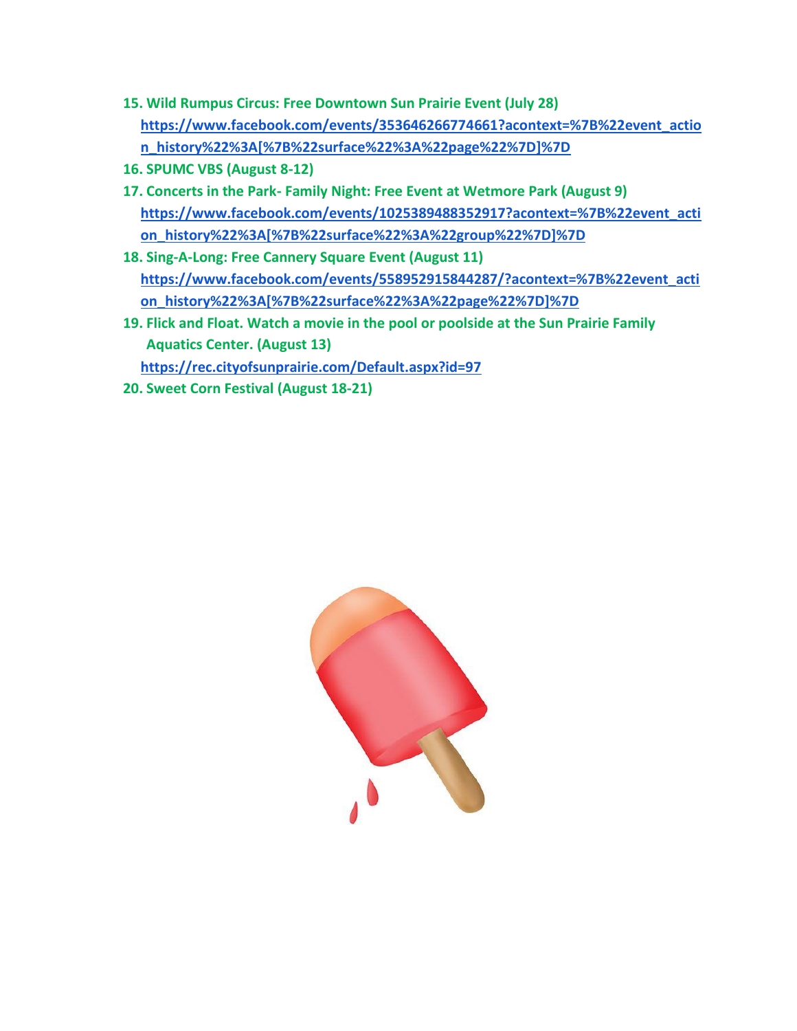15. **Wild Rumpus Circus: Free Downtown Sun Prairie Event (July 28)**
    **https://www.facebook.com/events/353646266774661?acontext=%7B%22event_action_history%22%3A[%7B%22surface%22%3A%22page%22%7D]%7D**
16. **SPUMC VBS (August 8-12)**
17. **Concerts in the Park- Family Night: Free Event at Wetmore Park (August 9)**
    **https://www.facebook.com/events/1025389488352917?acontext=%7B%22event_action_history%22%3A[%7B%22surface%22%3A%22group%22%7D]%7D**
18. **Sing-A-Long: Free Cannery Square Event (August 11)**
    **https://www.facebook.com/events/558952915844287/?acontext=%7B%22event_action_history%22%3A[%7B%22surface%22%3A%22page%22%7D]%7D**
19. **Flick and Float. Watch a movie in the pool or poolside at the Sun Prairie Family Aquatics Center. (August 13)**
    **https://rec.cityofsunprairie.com/Default.aspx?id=97**
20. **Sweet Corn Festival (August 18-21)**